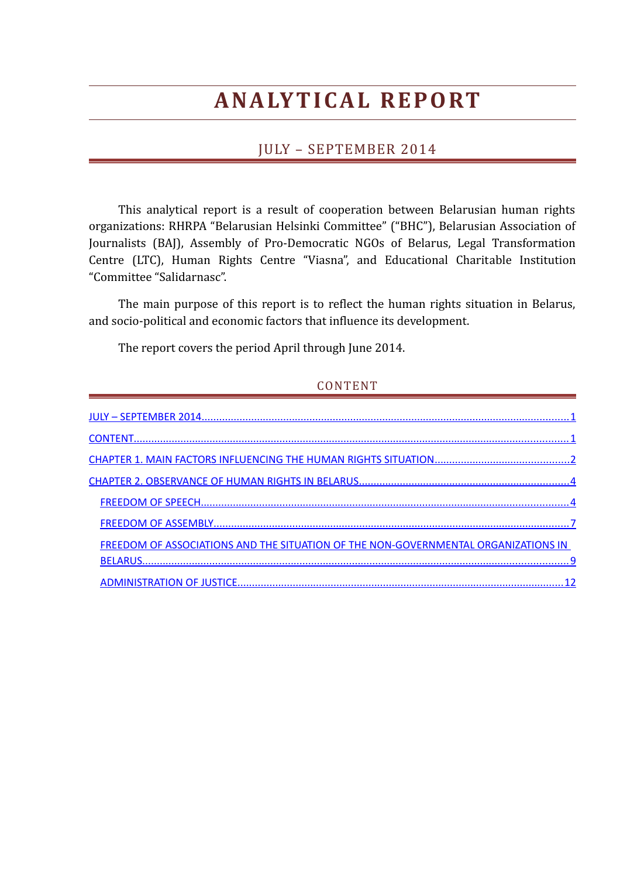# ANALYTICAL REPORT

## JULY – SEPTEMBER 2014

This analytical report is a result of cooperation between Belarusian human rights organizations: RHRPA "Belarusian Helsinki Committee" ("BHC"), Belarusian Association of Journalists (BAJ), Assembly of Pro-Democratic NGOs of Belarus, Legal Transformation Centre (LTC), Human Rights Centre "Viasna", and Educational Charitable Institution "Committee "Salidarnasc".

The main purpose of this report is to reflect the human rights situation in Belarus, and socio-political and economic factors that influence its development.

The report covers the period April through June 2014.

## CONTENT

- JULY – SEPTEMBER 2014 ..... 1
- CONTENT ..... 1
- CHAPTER 1. MAIN FACTORS INFLUENCING THE HUMAN RIGHTS SITUATION ..... 2
- CHAPTER 2. OBSERVANCE OF HUMAN RIGHTS IN BELARUS ..... 4
  - FREEDOM OF SPEECH ..... 4
  - FREEDOM OF ASSEMBLY ..... 7
  - FREEDOM OF ASSOCIATIONS AND THE SITUATION OF THE NON-GOVERNMENTAL ORGANIZATIONS IN BELARUS ..... 9
  - ADMINISTRATION OF JUSTICE ..... 12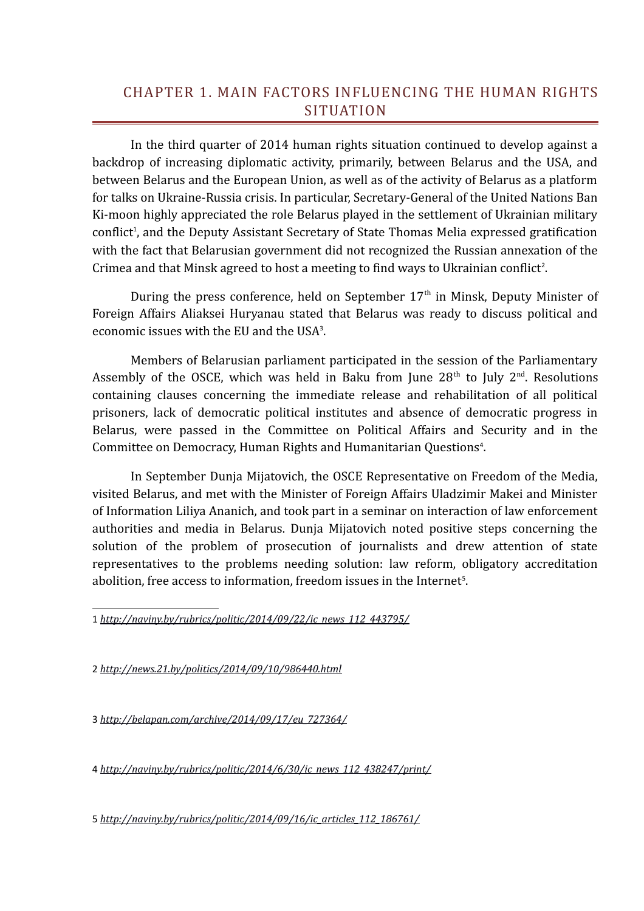# CHAPTER 1. MAIN FACTORS INFLUENCING THE HUMAN RIGHTS SITUATION

In the third quarter of 2014 human rights situation continued to develop against a backdrop of increasing diplomatic activity, primarily, between Belarus and the USA, and between Belarus and the European Union, as well as of the activity of Belarus as a platform for talks on Ukraine-Russia crisis. In particular, Secretary-General of the United Nations Ban Ki-moon highly appreciated the role Belarus played in the settlement of Ukrainian military conflict[1], and the Deputy Assistant Secretary of State Thomas Melia expressed gratification with the fact that Belarusian government did not recognized the Russian annexation of the Crimea and that Minsk agreed to host a meeting to find ways to Ukrainian conflict[2].

During the press conference, held on September 17th in Minsk, Deputy Minister of Foreign Affairs Aliaksei Huryanau stated that Belarus was ready to discuss political and economic issues with the EU and the USA[3].

Members of Belarusian parliament participated in the session of the Parliamentary Assembly of the OSCE, which was held in Baku from June 28th to July 2nd. Resolutions containing clauses concerning the immediate release and rehabilitation of all political prisoners, lack of democratic political institutes and absence of democratic progress in Belarus, were passed in the Committee on Political Affairs and Security and in the Committee on Democracy, Human Rights and Humanitarian Questions[4].

In September Dunja Mijatovich, the OSCE Representative on Freedom of the Media, visited Belarus, and met with the Minister of Foreign Affairs Uladzimir Makei and Minister of Information Liliya Ananich, and took part in a seminar on interaction of law enforcement authorities and media in Belarus. Dunja Mijatovich noted positive steps concerning the solution of the problem of prosecution of journalists and drew attention of state representatives to the problems needing solution: law reform, obligatory accreditation abolition, free access to information, freedom issues in the Internet[5].

---

1 *http://naviny.by/rubrics/politic/2014/09/22/ic_news_112_443795/*

2 *http://news.21.by/politics/2014/09/10/986440.html*

3 *http://belapan.com/archive/2014/09/17/eu_727364/*

4 *http://naviny.by/rubrics/politic/2014/6/30/ic_news_112_438247/print/*

5 *http://naviny.by/rubrics/politic/2014/09/16/ic_articles_112_186761/*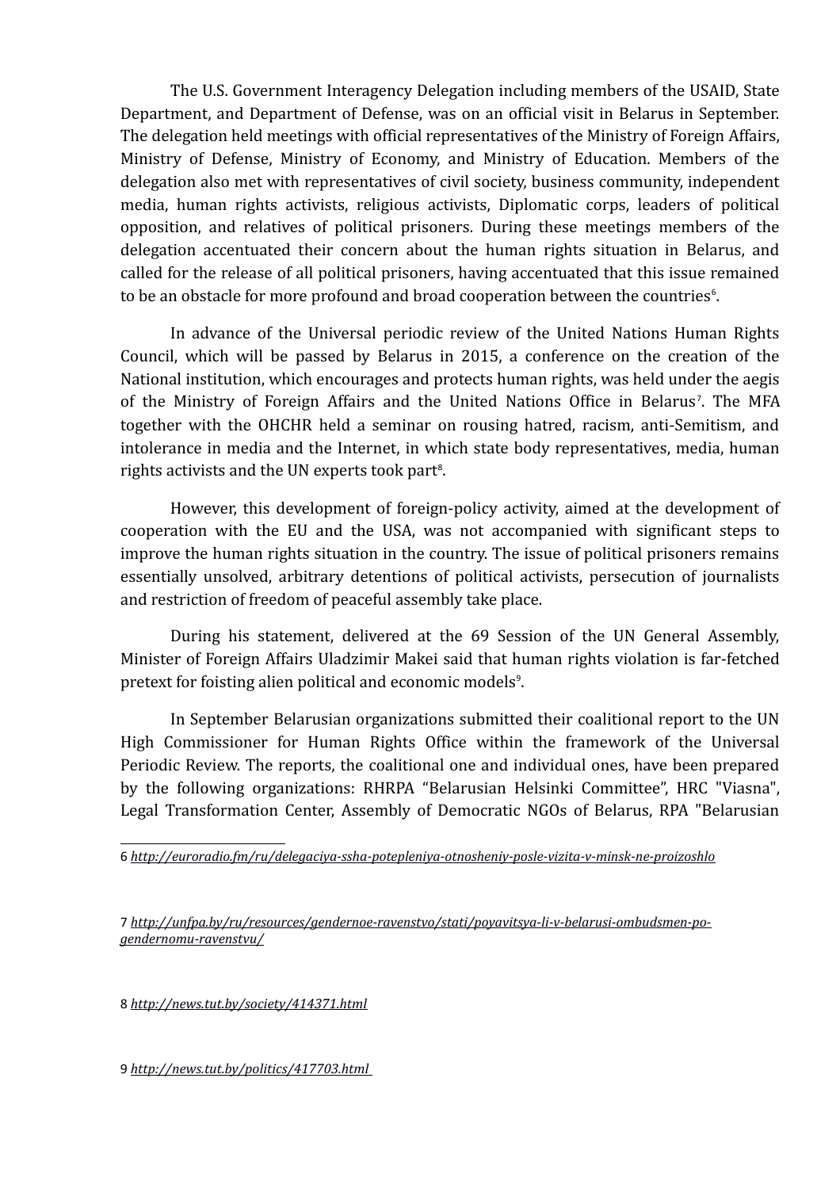The U.S. Government Interagency Delegation including members of the USAID, State Department, and Department of Defense, was on an official visit in Belarus in September. The delegation held meetings with official representatives of the Ministry of Foreign Affairs, Ministry of Defense, Ministry of Economy, and Ministry of Education. Members of the delegation also met with representatives of civil society, business community, independent media, human rights activists, religious activists, Diplomatic corps, leaders of political opposition, and relatives of political prisoners. During these meetings members of the delegation accentuated their concern about the human rights situation in Belarus, and called for the release of all political prisoners, having accentuated that this issue remained to be an obstacle for more profound and broad cooperation between the countries[6].

In advance of the Universal periodic review of the United Nations Human Rights Council, which will be passed by Belarus in 2015, a conference on the creation of the National institution, which encourages and protects human rights, was held under the aegis of the Ministry of Foreign Affairs and the United Nations Office in Belarus[7]. The MFA together with the OHCHR held a seminar on rousing hatred, racism, anti-Semitism, and intolerance in media and the Internet, in which state body representatives, media, human rights activists and the UN experts took part[8].

However, this development of foreign-policy activity, aimed at the development of cooperation with the EU and the USA, was not accompanied with significant steps to improve the human rights situation in the country. The issue of political prisoners remains essentially unsolved, arbitrary detentions of political activists, persecution of journalists and restriction of freedom of peaceful assembly take place.

During his statement, delivered at the 69 Session of the UN General Assembly, Minister of Foreign Affairs Uladzimir Makei said that human rights violation is far-fetched pretext for foisting alien political and economic models[9].

In September Belarusian organizations submitted their coalitional report to the UN High Commissioner for Human Rights Office within the framework of the Universal Periodic Review. The reports, the coalitional one and individual ones, have been prepared by the following organizations: RHRPA "Belarusian Helsinki Committee", HRC "Viasna", Legal Transformation Center, Assembly of Democratic NGOs of Belarus, RPA "Belarusian

---

6 *http://euroradio.fm/ru/delegaciya-ssha-potepleniya-otnosheniy-posle-vizita-v-minsk-ne-proizoshlo*

7 *http://unfpa.by/ru/resources/gendernoe-ravenstvo/stati/poyavitsya-li-v-belarusi-ombudsmen-po-gendernomu-ravenstvu/*

8 *http://news.tut.by/society/414371.html*

9 *http://news.tut.by/politics/417703.html*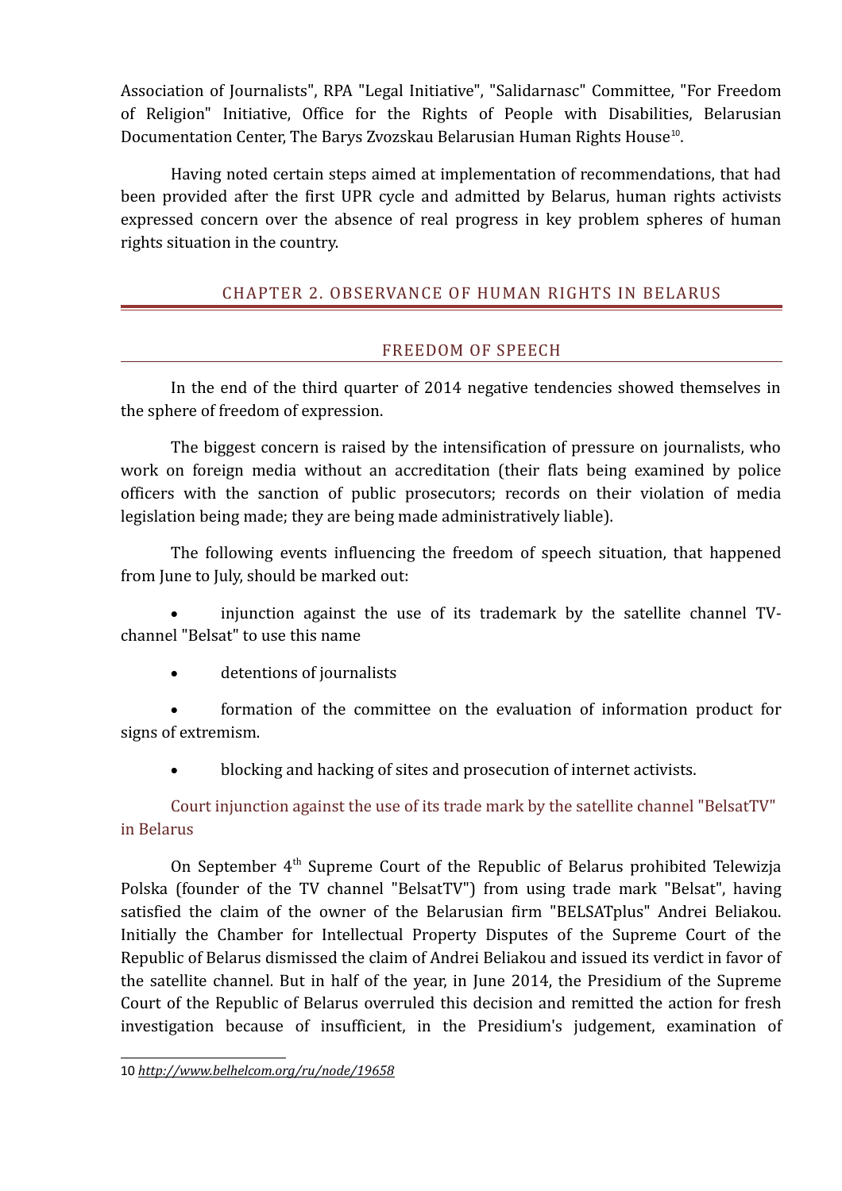Association of Journalists", RPA "Legal Initiative", "Salidarnasc" Committee, "For Freedom of Religion" Initiative, Office for the Rights of People with Disabilities, Belarusian Documentation Center, The Barys Zvozskau Belarusian Human Rights House[10].

Having noted certain steps aimed at implementation of recommendations, that had been provided after the first UPR cycle and admitted by Belarus, human rights activists expressed concern over the absence of real progress in key problem spheres of human rights situation in the country.

## CHAPTER 2. OBSERVANCE OF HUMAN RIGHTS IN BELARUS

### FREEDOM OF SPEECH

In the end of the third quarter of 2014 negative tendencies showed themselves in the sphere of freedom of expression.

The biggest concern is raised by the intensification of pressure on journalists, who work on foreign media without an accreditation (their flats being examined by police officers with the sanction of public prosecutors; records on their violation of media legislation being made; they are being made administratively liable).

The following events influencing the freedom of speech situation, that happened from June to July, should be marked out:

- injunction against the use of its trademark by the satellite channel TV-channel "Belsat" to use this name
- detentions of journalists
- formation of the committee on the evaluation of information product for signs of extremism.
- blocking and hacking of sites and prosecution of internet activists.

#### Court injunction against the use of its trade mark by the satellite channel "BelsatTV" in Belarus

On September 4th Supreme Court of the Republic of Belarus prohibited Telewizja Polska (founder of the TV channel "BelsatTV") from using trade mark "Belsat", having satisfied the claim of the owner of the Belarusian firm "BELSATplus" Andrei Beliakou. Initially the Chamber for Intellectual Property Disputes of the Supreme Court of the Republic of Belarus dismissed the claim of Andrei Beliakou and issued its verdict in favor of the satellite channel. But in half of the year, in June 2014, the Presidium of the Supreme Court of the Republic of Belarus overruled this decision and remitted the action for fresh investigation because of insufficient, in the Presidium's judgement, examination of

---

10 *http://www.belhelcom.org/ru/node/19658*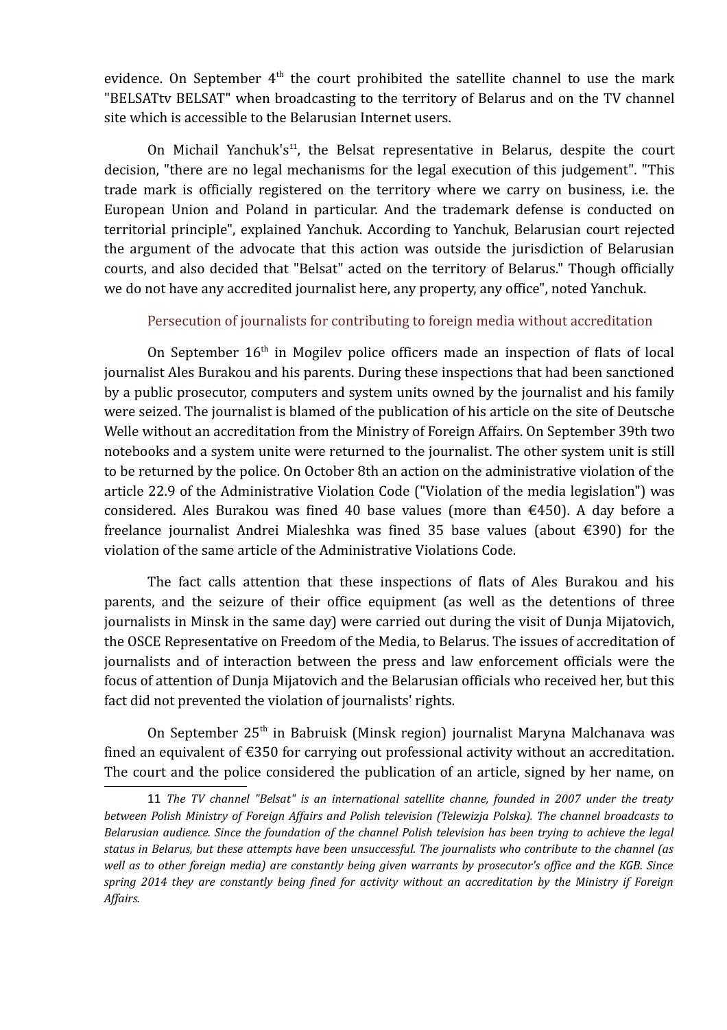evidence. On September 4th the court prohibited the satellite channel to use the mark "BELSATtv BELSAT" when broadcasting to the territory of Belarus and on the TV channel site which is accessible to the Belarusian Internet users.

On Michail Yanchuk's[11], the Belsat representative in Belarus, despite the court decision, "there are no legal mechanisms for the legal execution of this judgement". "This trade mark is officially registered on the territory where we carry on business, i.e. the European Union and Poland in particular. And the trademark defense is conducted on territorial principle", explained Yanchuk. According to Yanchuk, Belarusian court rejected the argument of the advocate that this action was outside the jurisdiction of Belarusian courts, and also decided that "Belsat" acted on the territory of Belarus." Though officially we do not have any accredited journalist here, any property, any office", noted Yanchuk.

### Persecution of journalists for contributing to foreign media without accreditation

On September 16th in Mogilev police officers made an inspection of flats of local journalist Ales Burakou and his parents. During these inspections that had been sanctioned by a public prosecutor, computers and system units owned by the journalist and his family were seized. The journalist is blamed of the publication of his article on the site of Deutsche Welle without an accreditation from the Ministry of Foreign Affairs. On September 39th two notebooks and a system unite were returned to the journalist. The other system unit is still to be returned by the police. On October 8th an action on the administrative violation of the article 22.9 of the Administrative Violation Code ("Violation of the media legislation") was considered. Ales Burakou was fined 40 base values (more than €450). A day before a freelance journalist Andrei Mialeshka was fined 35 base values (about €390) for the violation of the same article of the Administrative Violations Code.

The fact calls attention that these inspections of flats of Ales Burakou and his parents, and the seizure of their office equipment (as well as the detentions of three journalists in Minsk in the same day) were carried out during the visit of Dunja Mijatovich, the OSCE Representative on Freedom of the Media, to Belarus. The issues of accreditation of journalists and of interaction between the press and law enforcement officials were the focus of attention of Dunja Mijatovich and the Belarusian officials who received her, but this fact did not prevented the violation of journalists' rights.

On September 25th in Babruisk (Minsk region) journalist Maryna Malchanava was fined an equivalent of €350 for carrying out professional activity without an accreditation. The court and the police considered the publication of an article, signed by her name, on

---

11 *The TV channel "Belsat" is an international satellite channe, founded in 2007 under the treaty between Polish Ministry of Foreign Affairs and Polish television (Telewizja Polska). The channel broadcasts to Belarusian audience. Since the foundation of the channel Polish television has been trying to achieve the legal status in Belarus, but these attempts have been unsuccessful. The journalists who contribute to the channel (as well as to other foreign media) are constantly being given warrants by prosecutor's office and the KGB. Since spring 2014 they are constantly being fined for activity without an accreditation by the Ministry if Foreign Affairs.*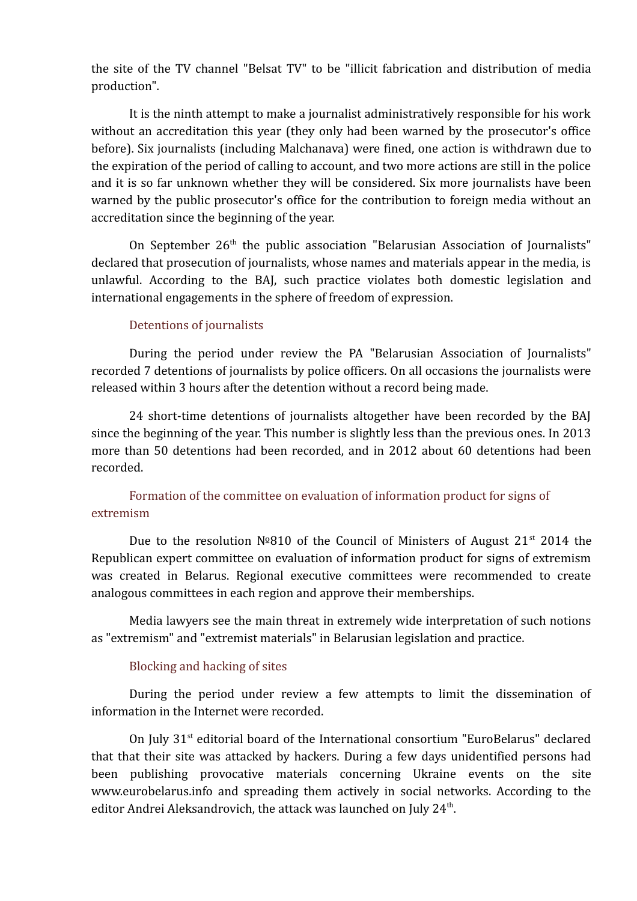the site of the TV channel "Belsat TV" to be "illicit fabrication and distribution of media production".

It is the ninth attempt to make a journalist administratively responsible for his work without an accreditation this year (they only had been warned by the prosecutor's office before). Six journalists (including Malchanava) were fined, one action is withdrawn due to the expiration of the period of calling to account, and two more actions are still in the police and it is so far unknown whether they will be considered. Six more journalists have been warned by the public prosecutor's office for the contribution to foreign media without an accreditation since the beginning of the year.

On September 26th the public association "Belarusian Association of Journalists" declared that prosecution of journalists, whose names and materials appear in the media, is unlawful. According to the BAJ, such practice violates both domestic legislation and international engagements in the sphere of freedom of expression.

### Detentions of journalists

During the period under review the PA "Belarusian Association of Journalists" recorded 7 detentions of journalists by police officers. On all occasions the journalists were released within 3 hours after the detention without a record being made.

24 short-time detentions of journalists altogether have been recorded by the BAJ since the beginning of the year. This number is slightly less than the previous ones. In 2013 more than 50 detentions had been recorded, and in 2012 about 60 detentions had been recorded.

### Formation of the committee on evaluation of information product for signs of extremism

Due to the resolution №810 of the Council of Ministers of August 21st 2014 the Republican expert committee on evaluation of information product for signs of extremism was created in Belarus. Regional executive committees were recommended to create analogous committees in each region and approve their memberships.

Media lawyers see the main threat in extremely wide interpretation of such notions as "extremism" and "extremist materials" in Belarusian legislation and practice.

### Blocking and hacking of sites

During the period under review a few attempts to limit the dissemination of information in the Internet were recorded.

On July 31st editorial board of the International consortium "EuroBelarus" declared that that their site was attacked by hackers. During a few days unidentified persons had been publishing provocative materials concerning Ukraine events on the site www.eurobelarus.info and spreading them actively in social networks. According to the editor Andrei Aleksandrovich, the attack was launched on July 24th.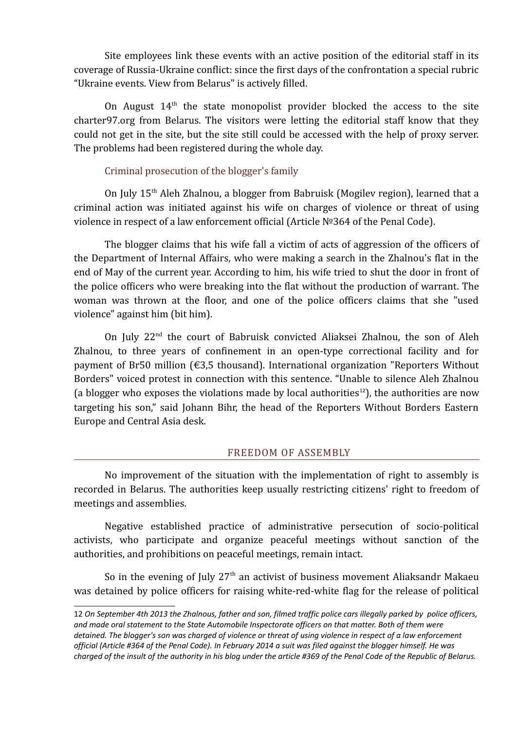Site employees link these events with an active position of the editorial staff in its coverage of Russia-Ukraine conflict: since the first days of the confrontation a special rubric "Ukraine events. View from Belarus" is actively filled.

On August 14th the state monopolist provider blocked the access to the site charter97.org from Belarus. The visitors were letting the editorial staff know that they could not get in the site, but the site still could be accessed with the help of proxy server. The problems had been registered during the whole day.

### Criminal prosecution of the blogger's family

On July 15th Aleh Zhalnou, a blogger from Babruisk (Mogilev region), learned that a criminal action was initiated against his wife on charges of violence or threat of using violence in respect of a law enforcement official (Article №364 of the Penal Code).

The blogger claims that his wife fall a victim of acts of aggression of the officers of the Department of Internal Affairs, who were making a search in the Zhalnou's flat in the end of May of the current year. According to him, his wife tried to shut the door in front of the police officers who were breaking into the flat without the production of warrant. The woman was thrown at the floor, and one of the police officers claims that she "used violence" against him (bit him).

On July 22nd the court of Babruisk convicted Aliaksei Zhalnou, the son of Aleh Zhalnou, to three years of confinement in an open-type correctional facility and for payment of Br50 million (€3,5 thousand). International organization "Reporters Without Borders" voiced protest in connection with this sentence. "Unable to silence Aleh Zhalnou (a blogger who exposes the violations made by local authorities[12]), the authorities are now targeting his son," said Johann Bihr, the head of the Reporters Without Borders Eastern Europe and Central Asia desk.

## FREEDOM OF ASSEMBLY

No improvement of the situation with the implementation of right to assembly is recorded in Belarus. The authorities keep usually restricting citizens' right to freedom of meetings and assemblies.

Negative established practice of administrative persecution of socio-political activists, who participate and organize peaceful meetings without sanction of the authorities, and prohibitions on peaceful meetings, remain intact.

So in the evening of July 27th an activist of business movement Aliaksandr Makaeu was detained by police officers for raising white-red-white flag for the release of political

---

12 *On September 4th 2013 the Zhalnous, father and son, filmed traffic police cars illegally parked by police officers, and made oral statement to the State Automobile Inspectorate officers on that matter. Both of them were detained. The blogger's son was charged of violence or threat of using violence in respect of a law enforcement official (Article #364 of the Penal Code). In February 2014 a suit was filed against the blogger himself. He was charged of the insult of the authority in his blog under the article #369 of the Penal Code of the Republic of Belarus.*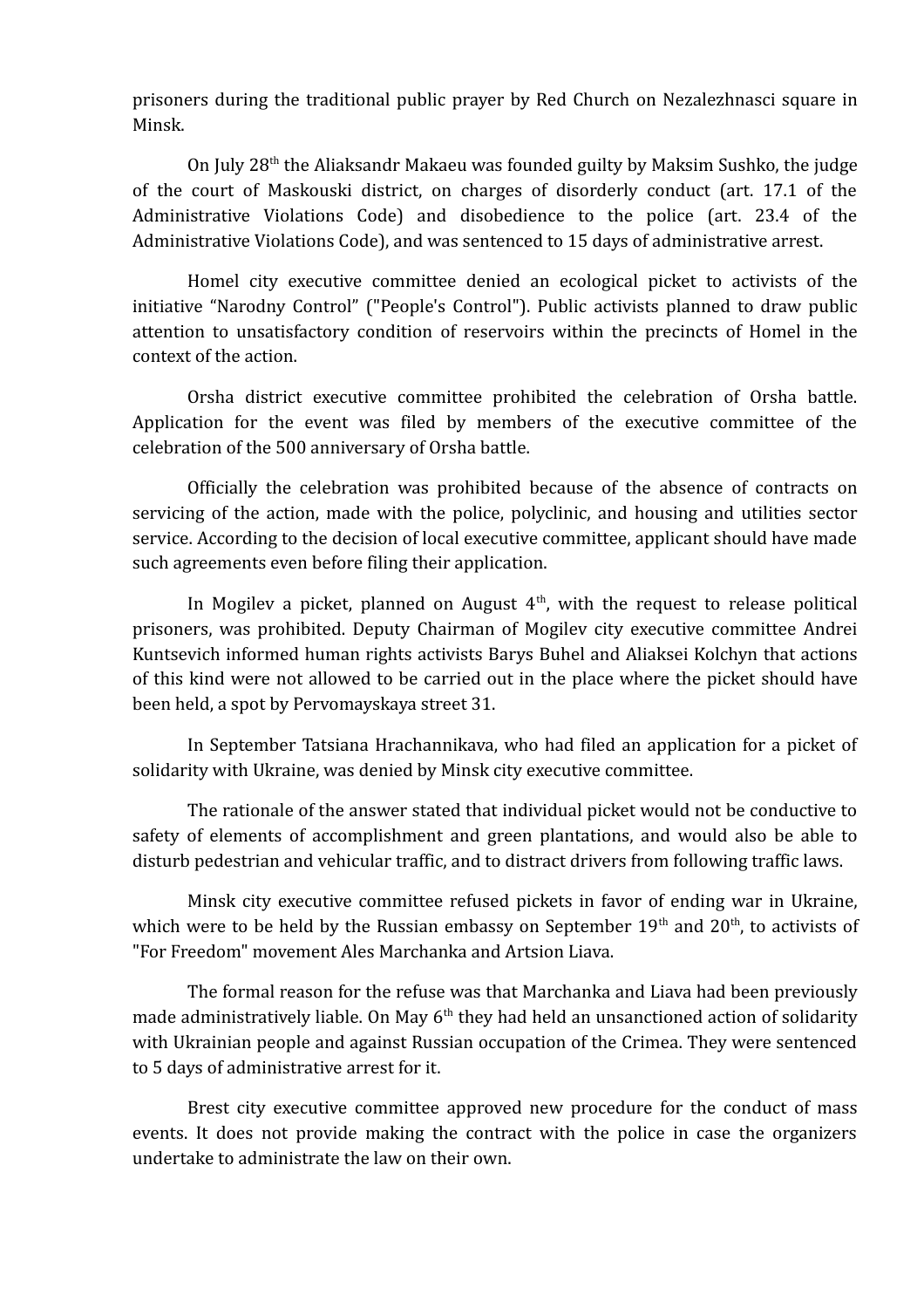prisoners during the traditional public prayer by Red Church on Nezalezhnasci square in Minsk.

On July 28th the Aliaksandr Makaeu was founded guilty by Maksim Sushko, the judge of the court of Maskouski district, on charges of disorderly conduct (art. 17.1 of the Administrative Violations Code) and disobedience to the police (art. 23.4 of the Administrative Violations Code), and was sentenced to 15 days of administrative arrest.

Homel city executive committee denied an ecological picket to activists of the initiative “Narodny Control” ("People's Control"). Public activists planned to draw public attention to unsatisfactory condition of reservoirs within the precincts of Homel in the context of the action.

Orsha district executive committee prohibited the celebration of Orsha battle. Application for the event was filed by members of the executive committee of the celebration of the 500 anniversary of Orsha battle.

Officially the celebration was prohibited because of the absence of contracts on servicing of the action, made with the police, polyclinic, and housing and utilities sector service. According to the decision of local executive committee, applicant should have made such agreements even before filing their application.

In Mogilev a picket, planned on August 4th, with the request to release political prisoners, was prohibited. Deputy Chairman of Mogilev city executive committee Andrei Kuntsevich informed human rights activists Barys Buhel and Aliaksei Kolchyn that actions of this kind were not allowed to be carried out in the place where the picket should have been held, a spot by Pervomayskaya street 31.

In September Tatsiana Hrachannikava, who had filed an application for a picket of solidarity with Ukraine, was denied by Minsk city executive committee.

The rationale of the answer stated that individual picket would not be conductive to safety of elements of accomplishment and green plantations, and would also be able to disturb pedestrian and vehicular traffic, and to distract drivers from following traffic laws.

Minsk city executive committee refused pickets in favor of ending war in Ukraine, which were to be held by the Russian embassy on September 19th and 20th, to activists of "For Freedom" movement Ales Marchanka and Artsion Liava.

The formal reason for the refuse was that Marchanka and Liava had been previously made administratively liable. On May 6th they had held an unsanctioned action of solidarity with Ukrainian people and against Russian occupation of the Crimea. They were sentenced to 5 days of administrative arrest for it.

Brest city executive committee approved new procedure for the conduct of mass events. It does not provide making the contract with the police in case the organizers undertake to administrate the law on their own.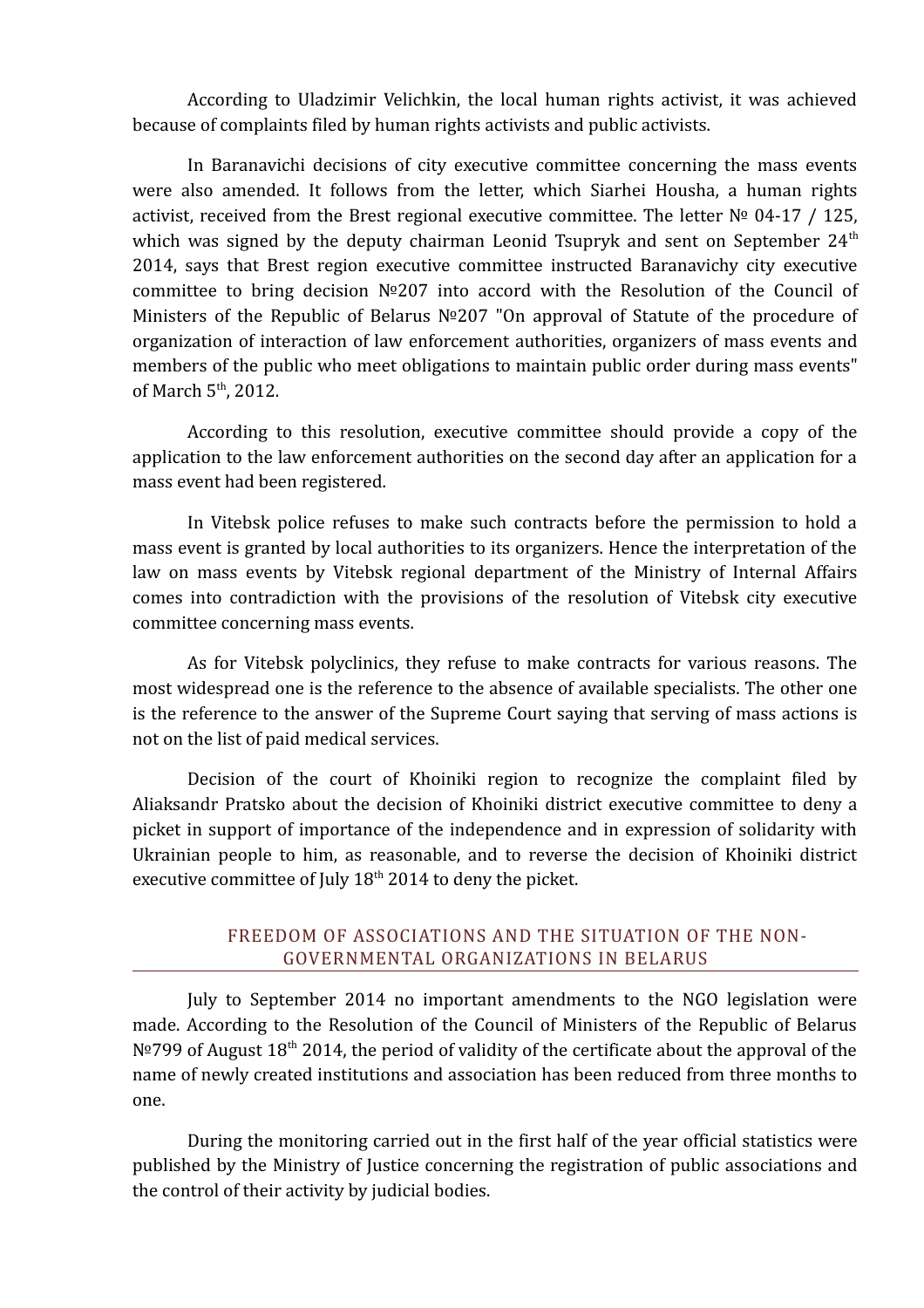According to Uladzimir Velichkin, the local human rights activist, it was achieved because of complaints filed by human rights activists and public activists.

In Baranavichi decisions of city executive committee concerning the mass events were also amended. It follows from the letter, which Siarhei Housha, a human rights activist, received from the Brest regional executive committee. The letter № 04-17 / 125, which was signed by the deputy chairman Leonid Tsupryk and sent on September 24th 2014, says that Brest region executive committee instructed Baranavichy city executive committee to bring decision №207 into accord with the Resolution of the Council of Ministers of the Republic of Belarus №207 "On approval of Statute of the procedure of organization of interaction of law enforcement authorities, organizers of mass events and members of the public who meet obligations to maintain public order during mass events" of March 5th, 2012.

According to this resolution, executive committee should provide a copy of the application to the law enforcement authorities on the second day after an application for a mass event had been registered.

In Vitebsk police refuses to make such contracts before the permission to hold a mass event is granted by local authorities to its organizers. Hence the interpretation of the law on mass events by Vitebsk regional department of the Ministry of Internal Affairs comes into contradiction with the provisions of the resolution of Vitebsk city executive committee concerning mass events.

As for Vitebsk polyclinics, they refuse to make contracts for various reasons. The most widespread one is the reference to the absence of available specialists. The other one is the reference to the answer of the Supreme Court saying that serving of mass actions is not on the list of paid medical services.

Decision of the court of Khoiniki region to recognize the complaint filed by Aliaksandr Pratsko about the decision of Khoiniki district executive committee to deny a picket in support of importance of the independence and in expression of solidarity with Ukrainian people to him, as reasonable, and to reverse the decision of Khoiniki district executive committee of July 18th 2014 to deny the picket.

## FREEDOM OF ASSOCIATIONS AND THE SITUATION OF THE NON-GOVERNMENTAL ORGANIZATIONS IN BELARUS

July to September 2014 no important amendments to the NGO legislation were made. According to the Resolution of the Council of Ministers of the Republic of Belarus №799 of August 18th 2014, the period of validity of the certificate about the approval of the name of newly created institutions and association has been reduced from three months to one.

During the monitoring carried out in the first half of the year official statistics were published by the Ministry of Justice concerning the registration of public associations and the control of their activity by judicial bodies.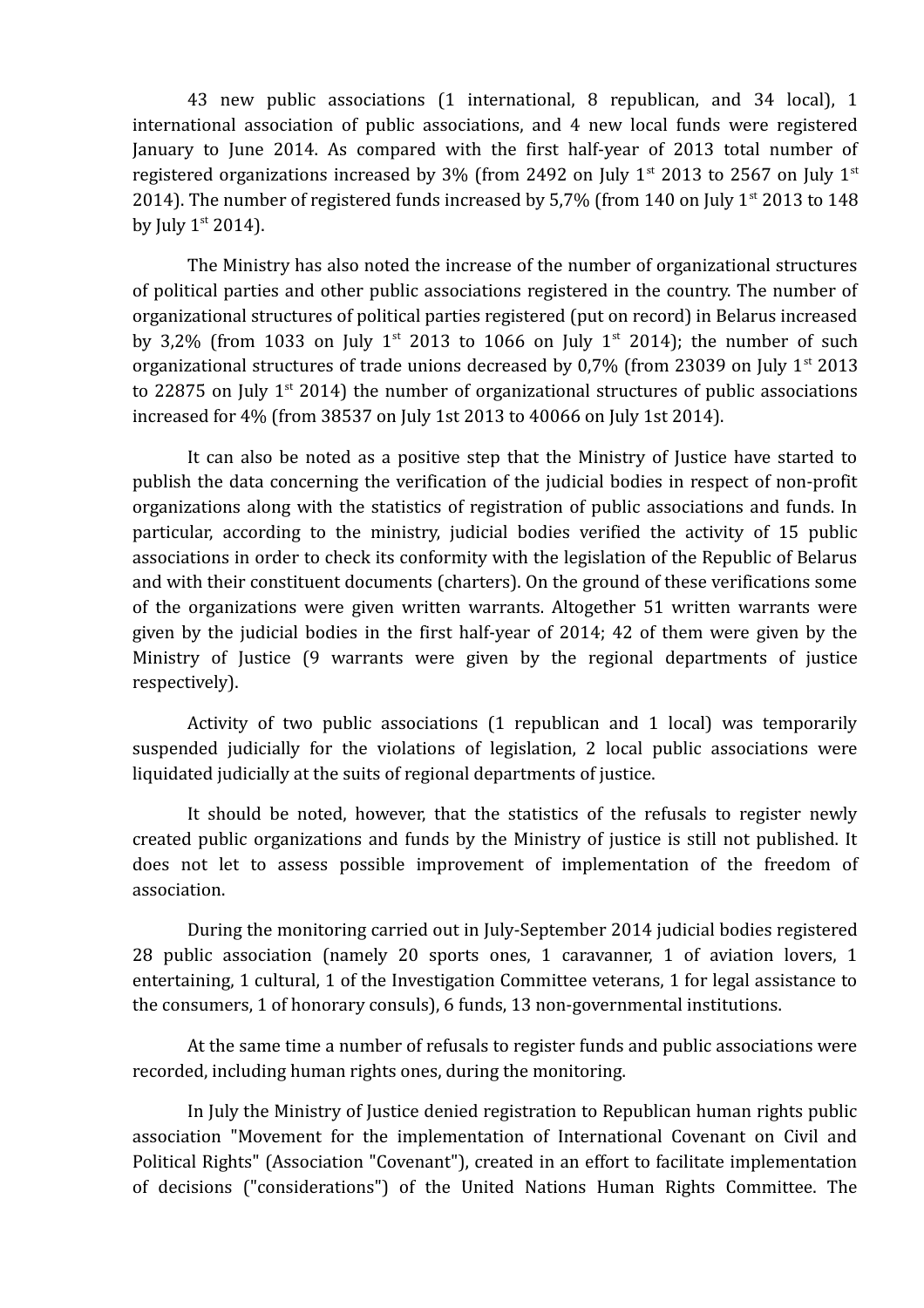43 new public associations (1 international, 8 republican, and 34 local), 1 international association of public associations, and 4 new local funds were registered January to June 2014. As compared with the first half-year of 2013 total number of registered organizations increased by 3% (from 2492 on July 1st 2013 to 2567 on July 1st 2014). The number of registered funds increased by 5,7% (from 140 on July 1st 2013 to 148 by July 1st 2014).

The Ministry has also noted the increase of the number of organizational structures of political parties and other public associations registered in the country. The number of organizational structures of political parties registered (put on record) in Belarus increased by 3,2% (from 1033 on July 1st 2013 to 1066 on July 1st 2014); the number of such organizational structures of trade unions decreased by 0,7% (from 23039 on July 1st 2013 to 22875 on July 1st 2014) the number of organizational structures of public associations increased for 4% (from 38537 on July 1st 2013 to 40066 on July 1st 2014).

It can also be noted as a positive step that the Ministry of Justice have started to publish the data concerning the verification of the judicial bodies in respect of non-profit organizations along with the statistics of registration of public associations and funds. In particular, according to the ministry, judicial bodies verified the activity of 15 public associations in order to check its conformity with the legislation of the Republic of Belarus and with their constituent documents (charters). On the ground of these verifications some of the organizations were given written warrants. Altogether 51 written warrants were given by the judicial bodies in the first half-year of 2014; 42 of them were given by the Ministry of Justice (9 warrants were given by the regional departments of justice respectively).

Activity of two public associations (1 republican and 1 local) was temporarily suspended judicially for the violations of legislation, 2 local public associations were liquidated judicially at the suits of regional departments of justice.

It should be noted, however, that the statistics of the refusals to register newly created public organizations and funds by the Ministry of justice is still not published. It does not let to assess possible improvement of implementation of the freedom of association.

During the monitoring carried out in July-September 2014 judicial bodies registered 28 public association (namely 20 sports ones, 1 caravanner, 1 of aviation lovers, 1 entertaining, 1 cultural, 1 of the Investigation Committee veterans, 1 for legal assistance to the consumers, 1 of honorary consuls), 6 funds, 13 non-governmental institutions.

At the same time a number of refusals to register funds and public associations were recorded, including human rights ones, during the monitoring.

In July the Ministry of Justice denied registration to Republican human rights public association "Movement for the implementation of International Covenant on Civil and Political Rights" (Association "Covenant"), created in an effort to facilitate implementation of decisions ("considerations") of the United Nations Human Rights Committee. The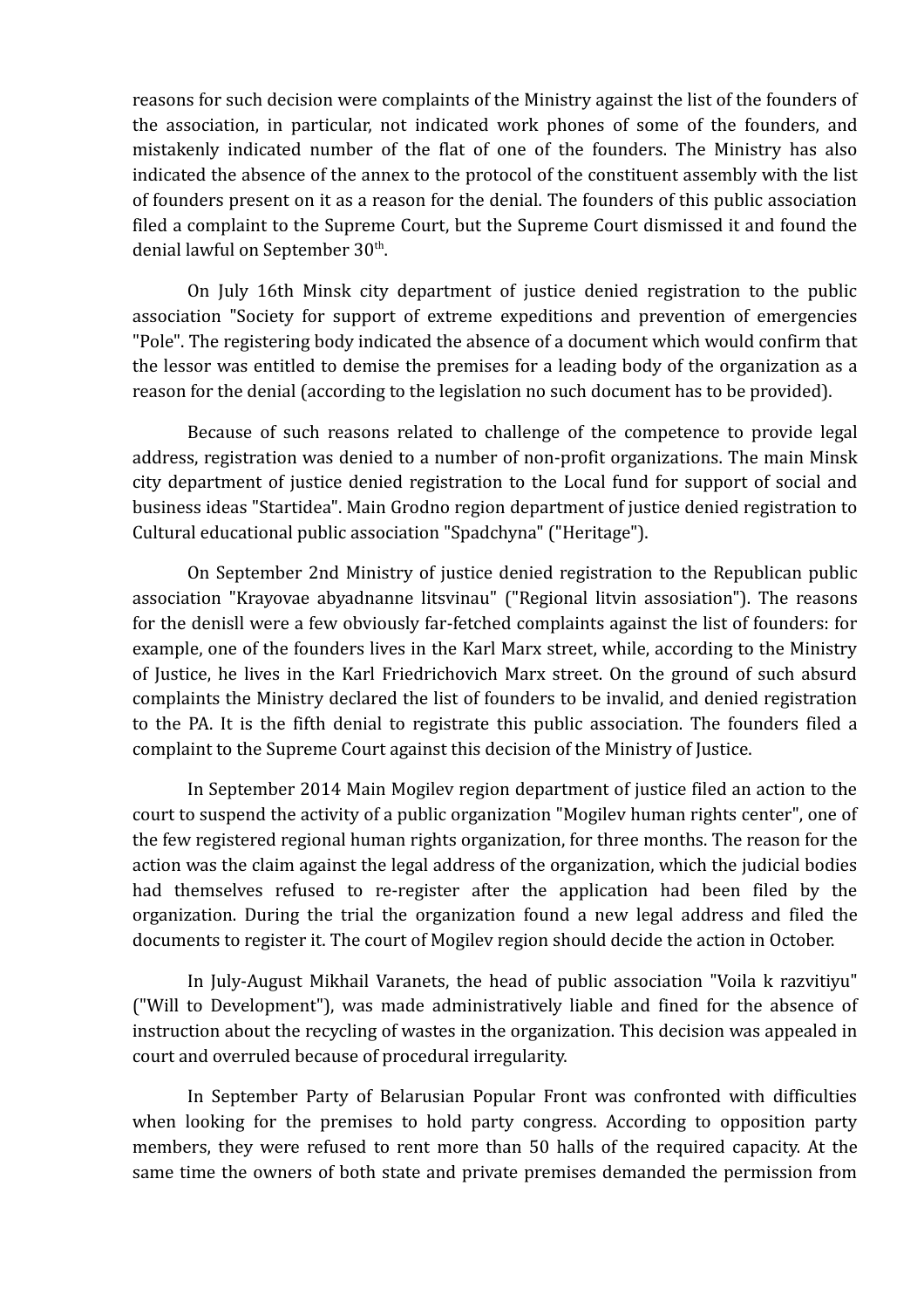reasons for such decision were complaints of the Ministry against the list of the founders of the association, in particular, not indicated work phones of some of the founders, and mistakenly indicated number of the flat of one of the founders. The Ministry has also indicated the absence of the annex to the protocol of the constituent assembly with the list of founders present on it as a reason for the denial. The founders of this public association filed a complaint to the Supreme Court, but the Supreme Court dismissed it and found the denial lawful on September 30th.

On July 16th Minsk city department of justice denied registration to the public association "Society for support of extreme expeditions and prevention of emergencies "Pole". The registering body indicated the absence of a document which would confirm that the lessor was entitled to demise the premises for a leading body of the organization as a reason for the denial (according to the legislation no such document has to be provided).

Because of such reasons related to challenge of the competence to provide legal address, registration was denied to a number of non-profit organizations. The main Minsk city department of justice denied registration to the Local fund for support of social and business ideas "Startidea". Main Grodno region department of justice denied registration to Cultural educational public association "Spadchyna" ("Heritage").

On September 2nd Ministry of justice denied registration to the Republican public association "Krayovae abyadnanne litsvinau" ("Regional litvin assosiation"). The reasons for the denisll were a few obviously far-fetched complaints against the list of founders: for example, one of the founders lives in the Karl Marx street, while, according to the Ministry of Justice, he lives in the Karl Friedrichovich Marx street. On the ground of such absurd complaints the Ministry declared the list of founders to be invalid, and denied registration to the PA. It is the fifth denial to registrate this public association. The founders filed a complaint to the Supreme Court against this decision of the Ministry of Justice.

In September 2014 Main Mogilev region department of justice filed an action to the court to suspend the activity of a public organization "Mogilev human rights center", one of the few registered regional human rights organization, for three months. The reason for the action was the claim against the legal address of the organization, which the judicial bodies had themselves refused to re-register after the application had been filed by the organization. During the trial the organization found a new legal address and filed the documents to register it. The court of Mogilev region should decide the action in October.

In July-August Mikhail Varanets, the head of public association "Voila k razvitiyu" ("Will to Development"), was made administratively liable and fined for the absence of instruction about the recycling of wastes in the organization. This decision was appealed in court and overruled because of procedural irregularity.

In September Party of Belarusian Popular Front was confronted with difficulties when looking for the premises to hold party congress. According to opposition party members, they were refused to rent more than 50 halls of the required capacity. At the same time the owners of both state and private premises demanded the permission from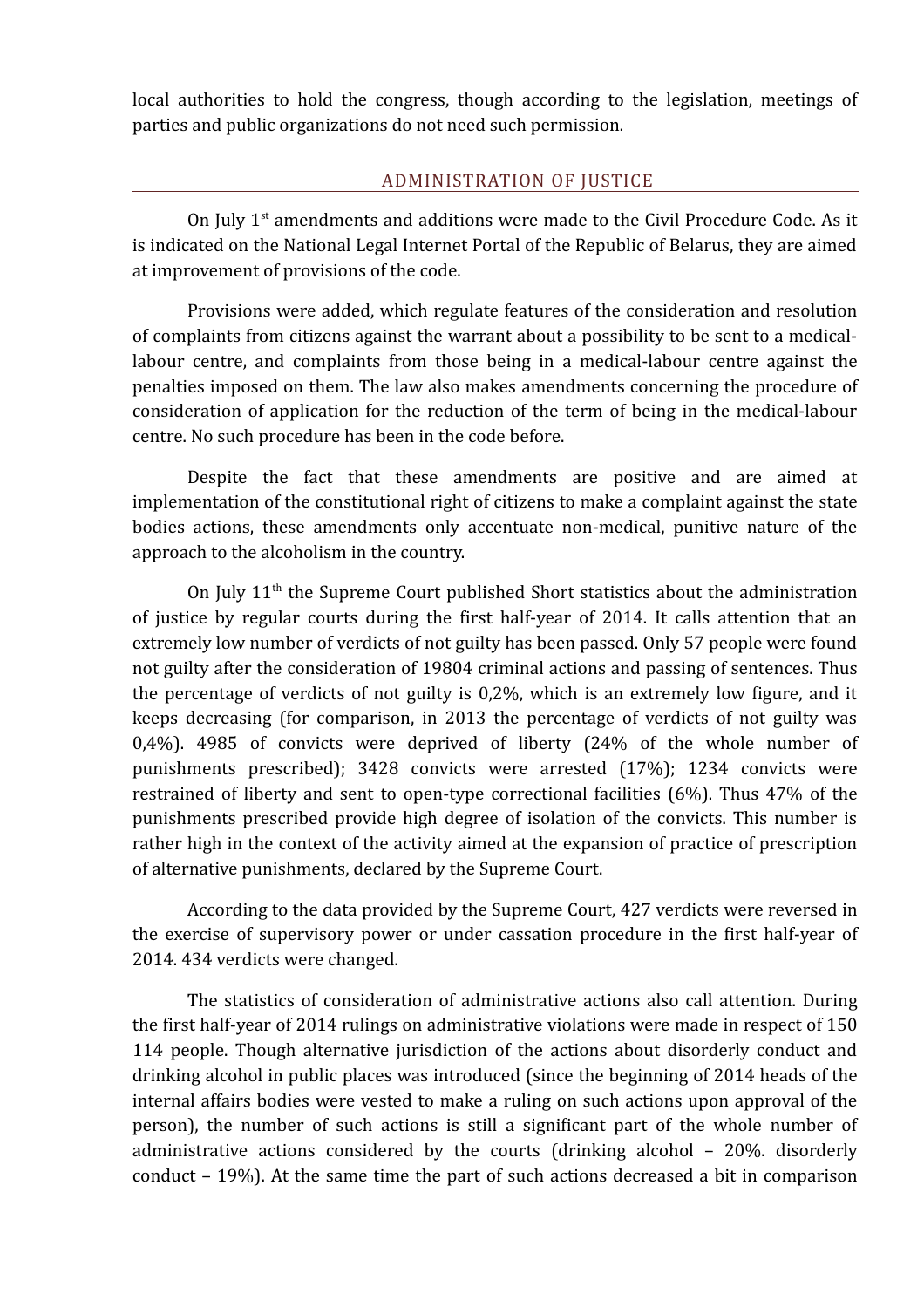local authorities to hold the congress, though according to the legislation, meetings of parties and public organizations do not need such permission.

## ADMINISTRATION OF JUSTICE

On July 1st amendments and additions were made to the Civil Procedure Code. As it is indicated on the National Legal Internet Portal of the Republic of Belarus, they are aimed at improvement of provisions of the code.

Provisions were added, which regulate features of the consideration and resolution of complaints from citizens against the warrant about a possibility to be sent to a medical-labour centre, and complaints from those being in a medical-labour centre against the penalties imposed on them. The law also makes amendments concerning the procedure of consideration of application for the reduction of the term of being in the medical-labour centre. No such procedure has been in the code before.

Despite the fact that these amendments are positive and are aimed at implementation of the constitutional right of citizens to make a complaint against the state bodies actions, these amendments only accentuate non-medical, punitive nature of the approach to the alcoholism in the country.

On July 11th the Supreme Court published Short statistics about the administration of justice by regular courts during the first half-year of 2014. It calls attention that an extremely low number of verdicts of not guilty has been passed. Only 57 people were found not guilty after the consideration of 19804 criminal actions and passing of sentences. Thus the percentage of verdicts of not guilty is 0,2%, which is an extremely low figure, and it keeps decreasing (for comparison, in 2013 the percentage of verdicts of not guilty was 0,4%). 4985 of convicts were deprived of liberty (24% of the whole number of punishments prescribed); 3428 convicts were arrested (17%); 1234 convicts were restrained of liberty and sent to open-type correctional facilities (6%). Thus 47% of the punishments prescribed provide high degree of isolation of the convicts. This number is rather high in the context of the activity aimed at the expansion of practice of prescription of alternative punishments, declared by the Supreme Court.

According to the data provided by the Supreme Court, 427 verdicts were reversed in the exercise of supervisory power or under cassation procedure in the first half-year of 2014. 434 verdicts were changed.

The statistics of consideration of administrative actions also call attention. During the first half-year of 2014 rulings on administrative violations were made in respect of 150 114 people. Though alternative jurisdiction of the actions about disorderly conduct and drinking alcohol in public places was introduced (since the beginning of 2014 heads of the internal affairs bodies were vested to make a ruling on such actions upon approval of the person), the number of such actions is still a significant part of the whole number of administrative actions considered by the courts (drinking alcohol – 20%. disorderly conduct – 19%). At the same time the part of such actions decreased a bit in comparison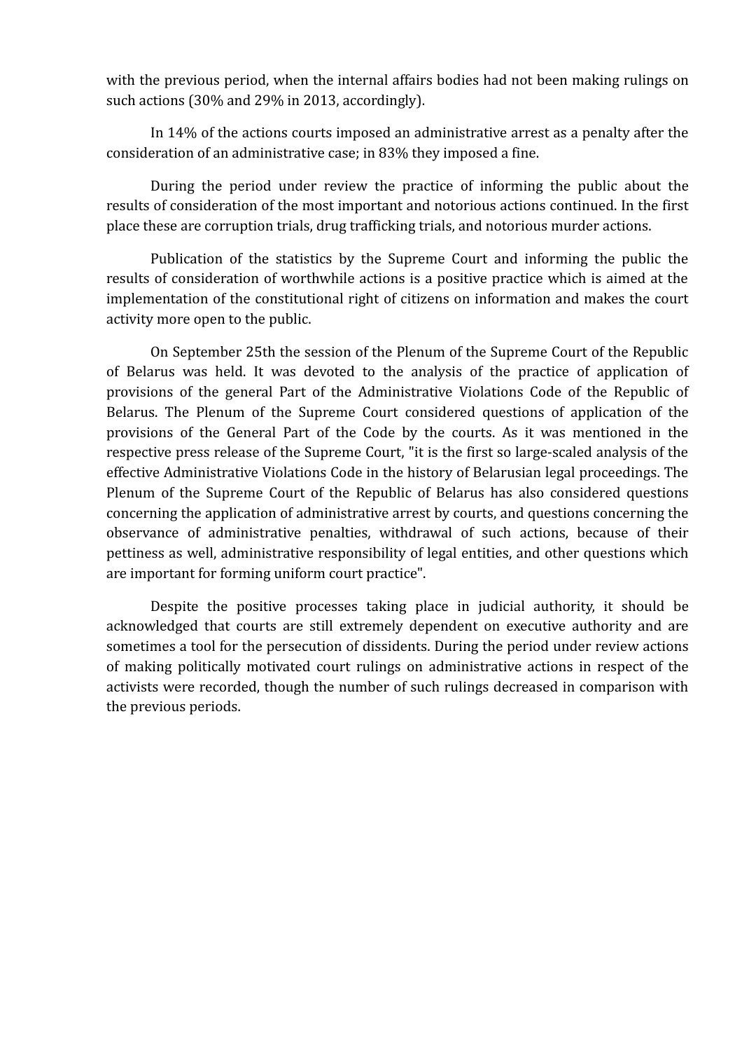with the previous period, when the internal affairs bodies had not been making rulings on such actions (30% and 29% in 2013, accordingly).

In 14% of the actions courts imposed an administrative arrest as a penalty after the consideration of an administrative case; in 83% they imposed a fine.

During the period under review the practice of informing the public about the results of consideration of the most important and notorious actions continued. In the first place these are corruption trials, drug trafficking trials, and notorious murder actions.

Publication of the statistics by the Supreme Court and informing the public the results of consideration of worthwhile actions is a positive practice which is aimed at the implementation of the constitutional right of citizens on information and makes the court activity more open to the public.

On September 25th the session of the Plenum of the Supreme Court of the Republic of Belarus was held. It was devoted to the analysis of the practice of application of provisions of the general Part of the Administrative Violations Code of the Republic of Belarus. The Plenum of the Supreme Court considered questions of application of the provisions of the General Part of the Code by the courts. As it was mentioned in the respective press release of the Supreme Court, "it is the first so large-scaled analysis of the effective Administrative Violations Code in the history of Belarusian legal proceedings. The Plenum of the Supreme Court of the Republic of Belarus has also considered questions concerning the application of administrative arrest by courts, and questions concerning the observance of administrative penalties, withdrawal of such actions, because of their pettiness as well, administrative responsibility of legal entities, and other questions which are important for forming uniform court practice".

Despite the positive processes taking place in judicial authority, it should be acknowledged that courts are still extremely dependent on executive authority and are sometimes a tool for the persecution of dissidents. During the period under review actions of making politically motivated court rulings on administrative actions in respect of the activists were recorded, though the number of such rulings decreased in comparison with the previous periods.